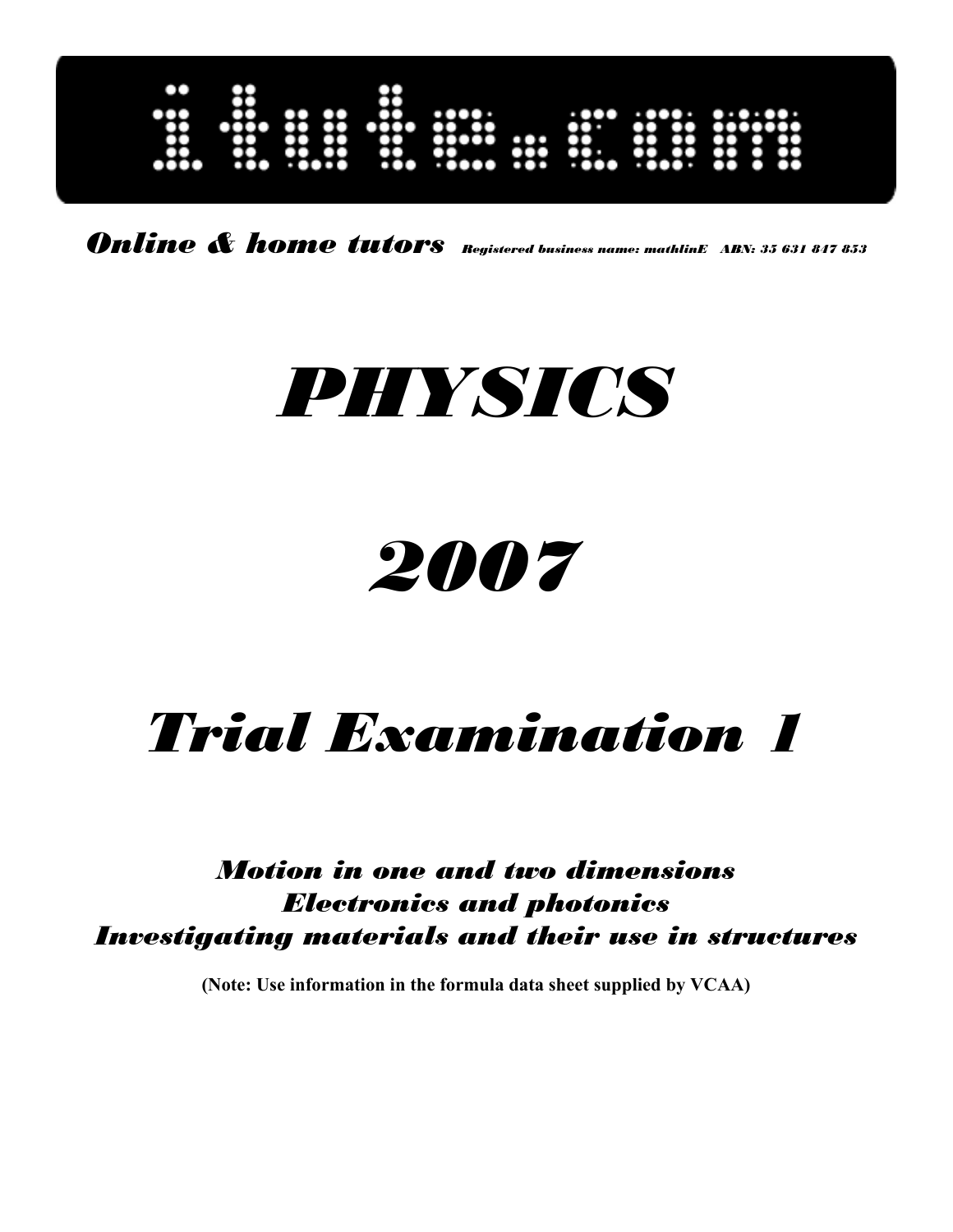# itute.com

***Online & home tutors*** *Registered business name: mathlinE ABN: 35 631 847 853*

# *PHYSICS*

# *2007*

# *Trial Examination 1*

***Motion in one and two dimensions***
***Electronics and photonics***
***Investigating materials and their use in structures***

**(Note: Use information in the formula data sheet supplied by VCAA)**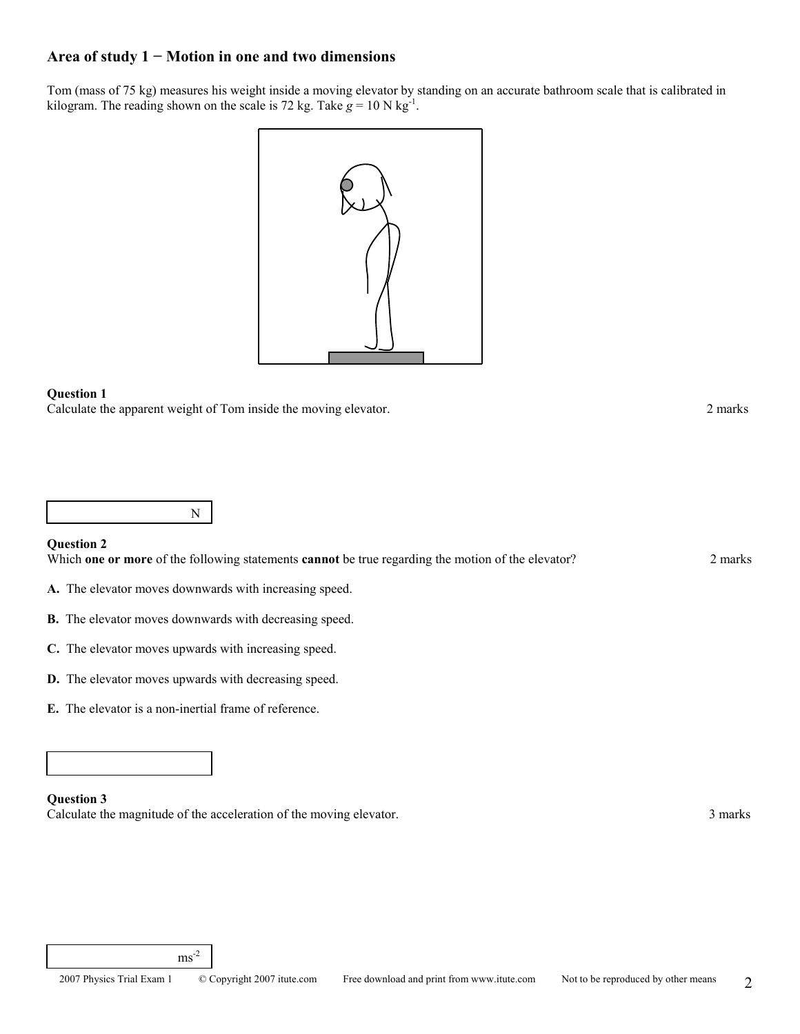## Area of study 1 − Motion in one and two dimensions

Tom (mass of 75 kg) measures his weight inside a moving elevator by standing on an accurate bathroom scale that is calibrated in kilogram. The reading shown on the scale is 72 kg. Take $g = 10 \text{ N kg}^{-1}$.

**Question 1**

Calculate the apparent weight of Tom inside the moving elevator. 2 marks

N

**Question 2**

Which **one or more** of the following statements **cannot** be true regarding the motion of the elevator? 2 marks

**A.** The elevator moves downwards with increasing speed.

**B.** The elevator moves downwards with decreasing speed.

**C.** The elevator moves upwards with increasing speed.

**D.** The elevator moves upwards with decreasing speed.

**E.** The elevator is a non-inertial frame of reference.

**Question 3**

Calculate the magnitude of the acceleration of the moving elevator. 3 marks

$\text{ms}^{-2}$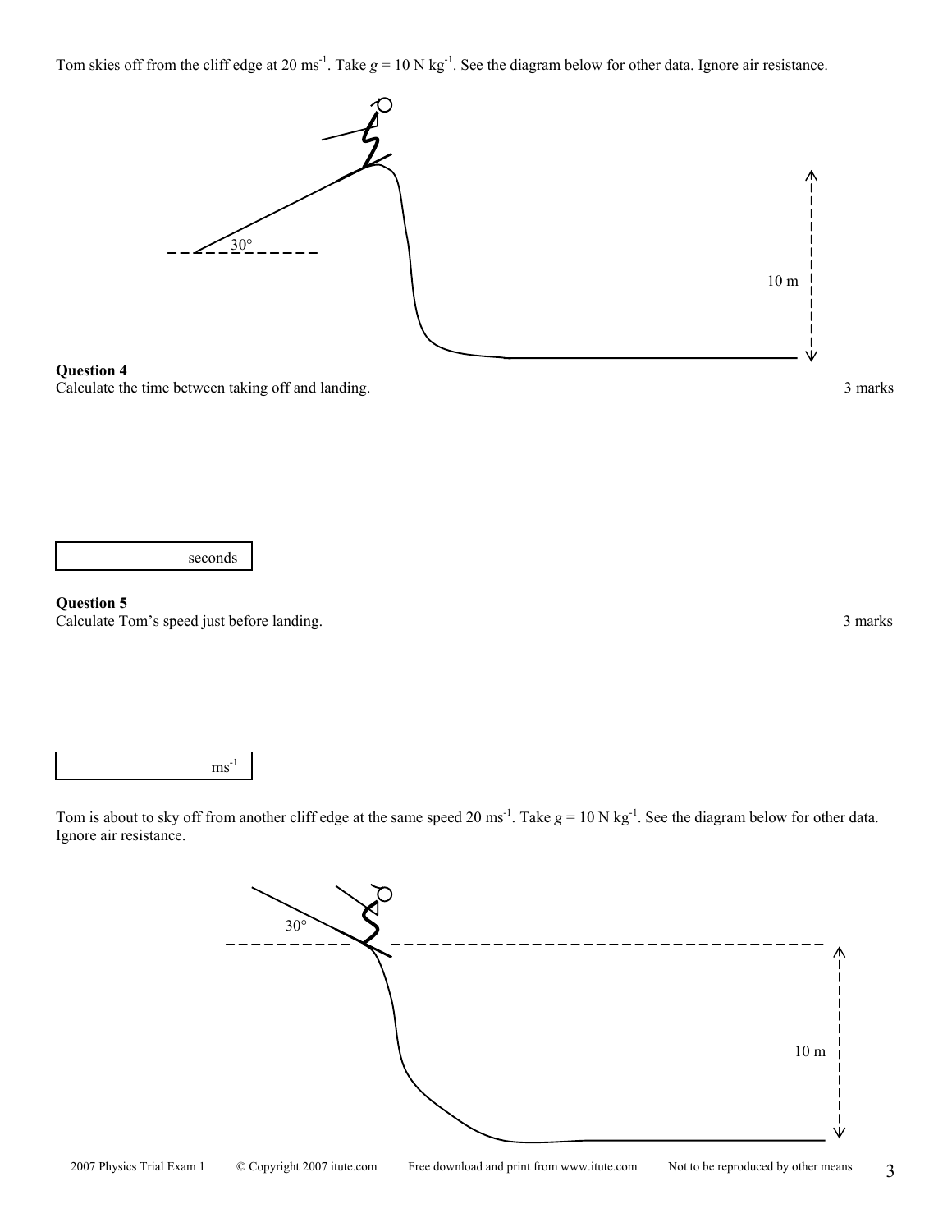Tom skies off from the cliff edge at 20 ms$^{-1}$. Take $g$ = 10 N kg$^{-1}$. See the diagram below for other data. Ignore air resistance.

**Question 4**
Calculate the time between taking off and landing. 3 marks

| seconds |
|---|

**Question 5**
Calculate Tom's speed just before landing. 3 marks

| ms$^{-1}$ |
|---|

Tom is about to sky off from another cliff edge at the same speed 20 ms$^{-1}$. Take $g$ = 10 N kg$^{-1}$. See the diagram below for other data. Ignore air resistance.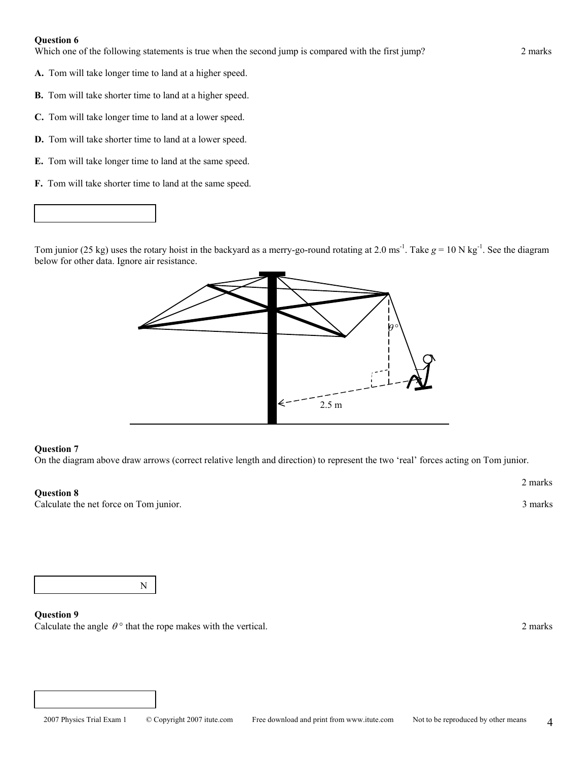**Question 6**
Which one of the following statements is true when the second jump is compared with the first jump? 2 marks

**A.** Tom will take longer time to land at a higher speed.

**B.** Tom will take shorter time to land at a higher speed.

**C.** Tom will take longer time to land at a lower speed.

**D.** Tom will take shorter time to land at a lower speed.

**E.** Tom will take longer time to land at the same speed.

**F.** Tom will take shorter time to land at the same speed.

Tom junior (25 kg) uses the rotary hoist in the backyard as a merry-go-round rotating at 2.0 $ms^{-1}$. Take $g = 10$ N $kg^{-1}$. See the diagram below for other data. Ignore air resistance.

**Question 7**
On the diagram above draw arrows (correct relative length and direction) to represent the two 'real' forces acting on Tom junior.

2 marks

**Question 8**
Calculate the net force on Tom junior. 3 marks

N

**Question 9**
Calculate the angle $\theta°$ that the rope makes with the vertical. 2 marks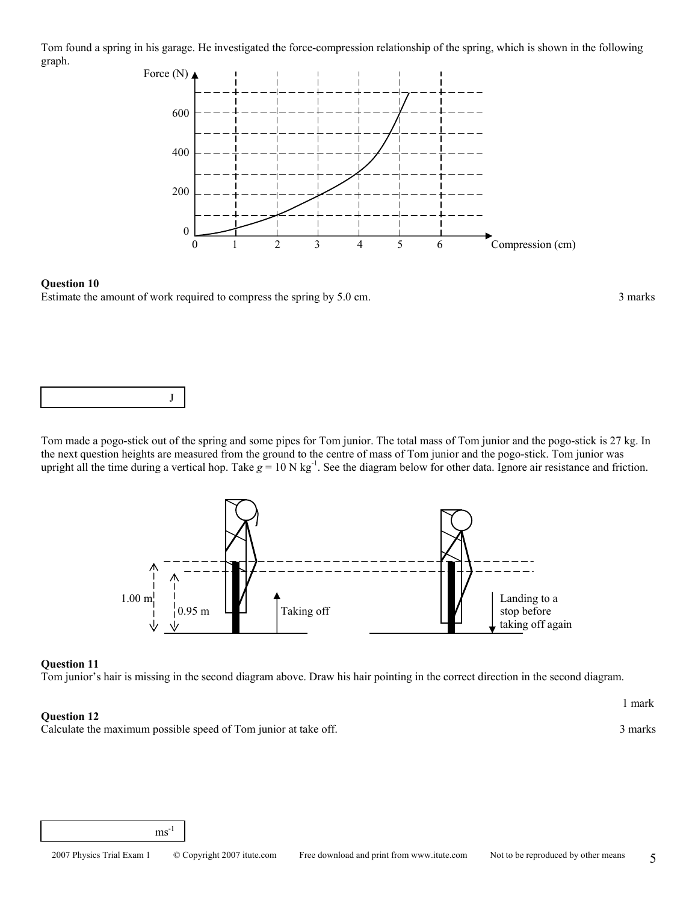Tom found a spring in his garage. He investigated the force-compression relationship of the spring, which is shown in the following graph.

**Question 10**

Estimate the amount of work required to compress the spring by 5.0 cm. 3 marks

| J |
|---|

Tom made a pogo-stick out of the spring and some pipes for Tom junior. The total mass of Tom junior and the pogo-stick is 27 kg. In the next question heights are measured from the ground to the centre of mass of Tom junior and the pogo-stick. Tom junior was upright all the time during a vertical hop. Take $g = 10\ \text{N kg}^{-1}$. See the diagram below for other data. Ignore air resistance and friction.

**Question 11**

Tom junior's hair is missing in the second diagram above. Draw his hair pointing in the correct direction in the second diagram.

1 mark

**Question 12**

Calculate the maximum possible speed of Tom junior at take off. 3 marks

| $\text{ms}^{-1}$ |
|---|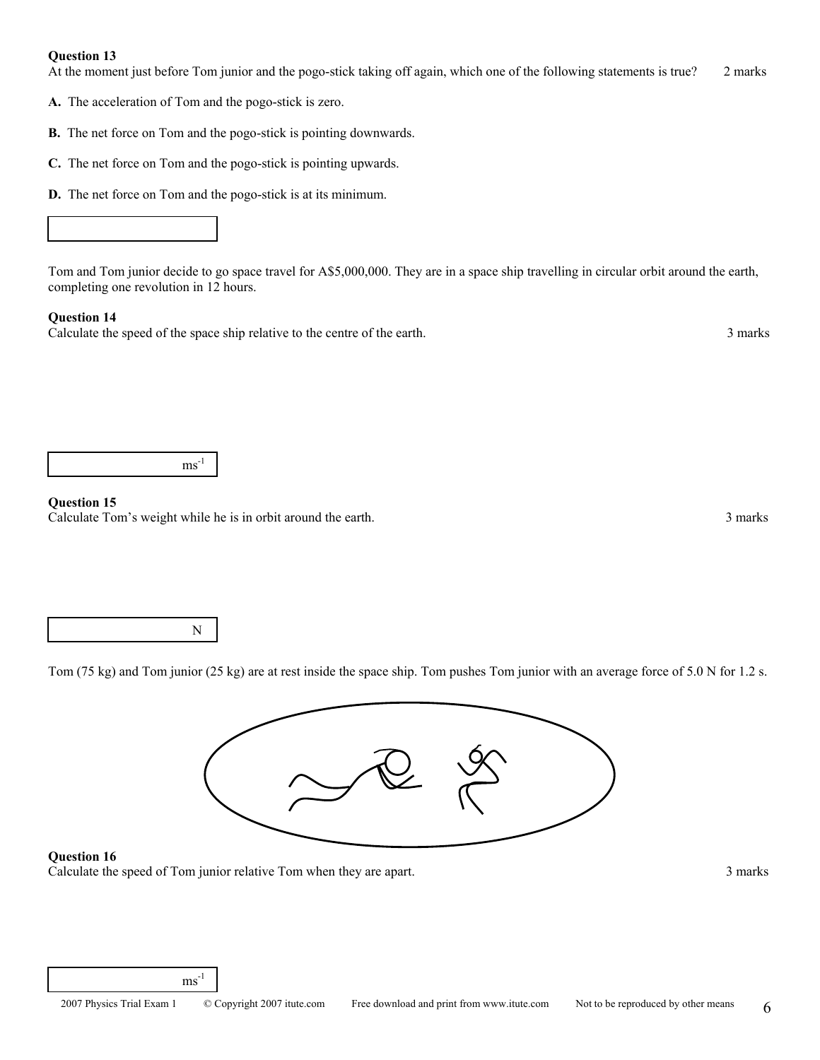**Question 13**
At the moment just before Tom junior and the pogo-stick taking off again, which one of the following statements is true? 2 marks

**A.** The acceleration of Tom and the pogo-stick is zero.

**B.** The net force on Tom and the pogo-stick is pointing downwards.

**C.** The net force on Tom and the pogo-stick is pointing upwards.

**D.** The net force on Tom and the pogo-stick is at its minimum.

| |
|---|

Tom and Tom junior decide to go space travel for A$5,000,000. They are in a space ship travelling in circular orbit around the earth, completing one revolution in 12 hours.

**Question 14**
Calculate the speed of the space ship relative to the centre of the earth. 3 marks

| $ms^{-1}$ |
|---|

**Question 15**
Calculate Tom's weight while he is in orbit around the earth. 3 marks

| N |
|---|

Tom (75 kg) and Tom junior (25 kg) are at rest inside the space ship. Tom pushes Tom junior with an average force of 5.0 N for 1.2 s.

**Question 16**
Calculate the speed of Tom junior relative Tom when they are apart. 3 marks

| $ms^{-1}$ |
|---|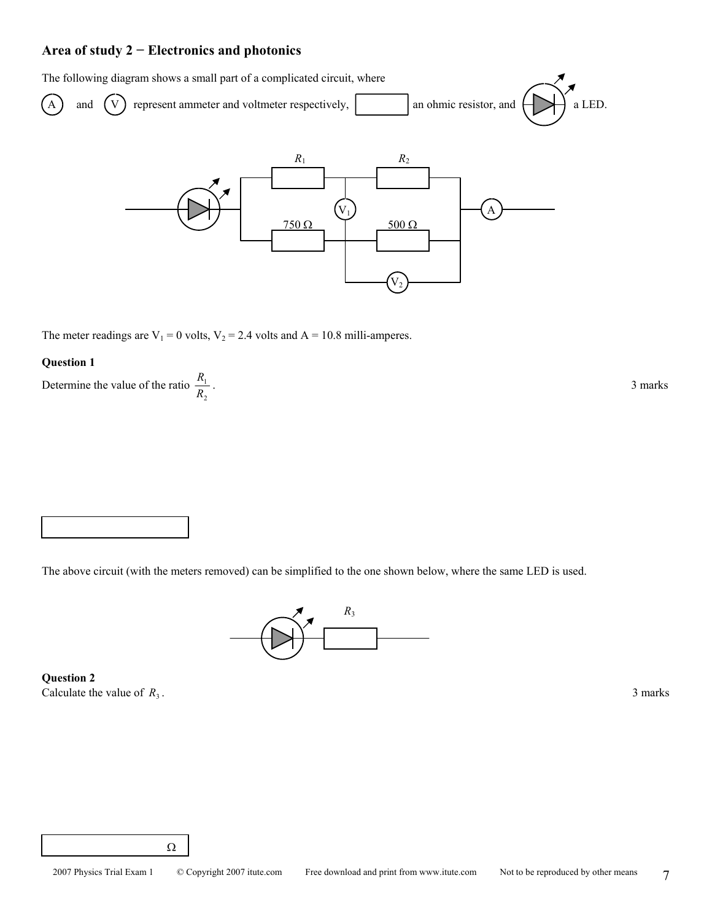## Area of study 2 − Electronics and photonics

The following diagram shows a small part of a complicated circuit, where

A and V represent ammeter and voltmeter respectively, [ ] an ohmic resistor, and a LED.

$R_1$ $R_2$

$V_1$ A

750 Ω 500 Ω

$V_2$

The meter readings are $V_1$ = 0 volts, $V_2$ = 2.4 volts and A = 10.8 milli-amperes.

**Question 1**

Determine the value of the ratio $\frac{R_1}{R_2}$. 3 marks

The above circuit (with the meters removed) can be simplified to the one shown below, where the same LED is used.

$R_3$

**Question 2**

Calculate the value of $R_3$. 3 marks

Ω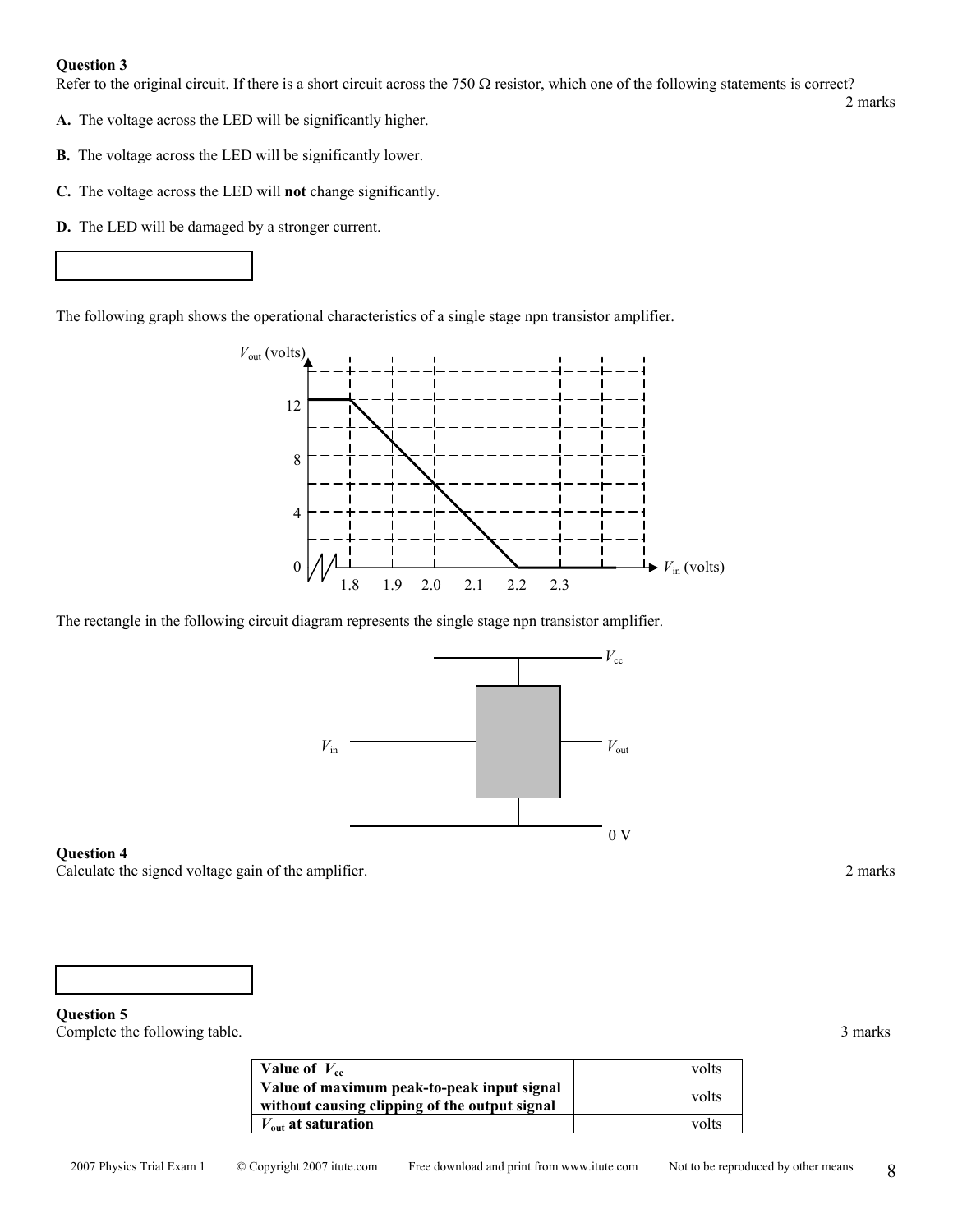**Question 3**

Refer to the original circuit. If there is a short circuit across the 750 Ω resistor, which one of the following statements is correct?

2 marks

**A.** The voltage across the LED will be significantly higher.

**B.** The voltage across the LED will be significantly lower.

**C.** The voltage across the LED will **not** change significantly.

**D.** The LED will be damaged by a stronger current.

The following graph shows the operational characteristics of a single stage npn transistor amplifier.

$V_{out}$ (volts)

12

8

4

0

1.8 1.9 2.0 2.1 2.2 2.3

$V_{in}$ (volts)

The rectangle in the following circuit diagram represents the single stage npn transistor amplifier.

$V_{cc}$

$V_{in}$

$V_{out}$

0 V

**Question 4**

Calculate the signed voltage gain of the amplifier.

2 marks

**Question 5**

Complete the following table.

3 marks

| | |
|---|---|
| **Value of $V_{cc}$** | volts |
| **Value of maximum peak-to-peak input signal without causing clipping of the output signal** | volts |
| **$V_{out}$ at saturation** | volts |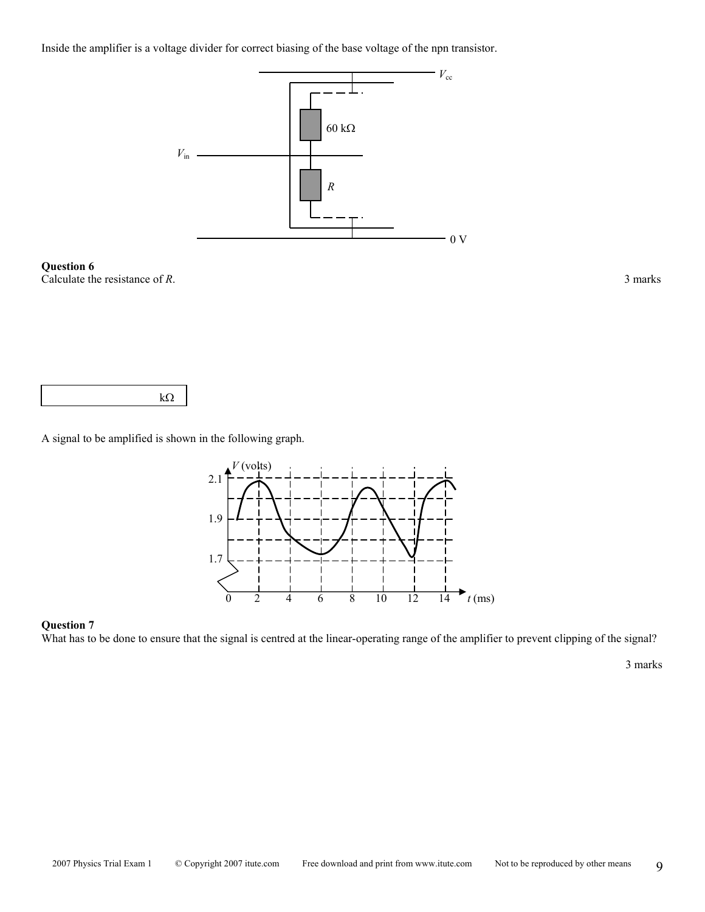Inside the amplifier is a voltage divider for correct biasing of the base voltage of the npn transistor.

**Question 6**
Calculate the resistance of $R$. 3 marks

| | kΩ |
|---|---|

A signal to be amplified is shown in the following graph.

**Question 7**
What has to be done to ensure that the signal is centred at the linear-operating range of the amplifier to prevent clipping of the signal?

3 marks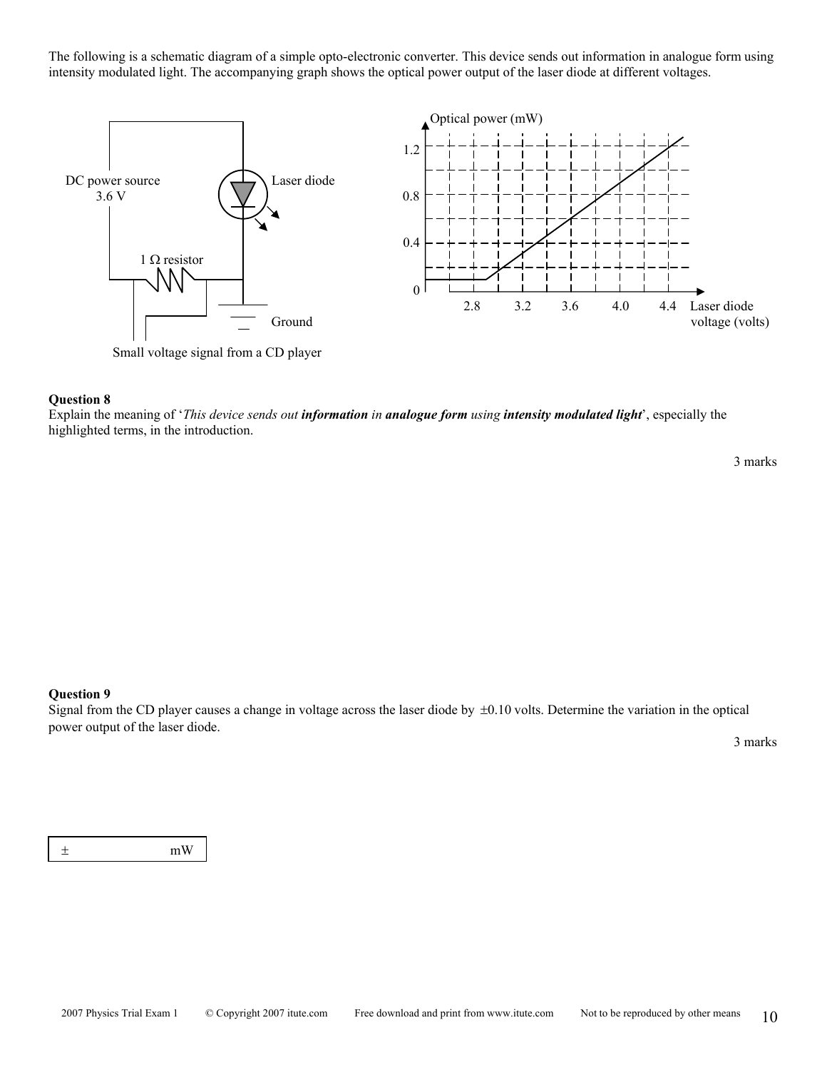The following is a schematic diagram of a simple opto-electronic converter. This device sends out information in analogue form using intensity modulated light. The accompanying graph shows the optical power output of the laser diode at different voltages.

DC power source 3.6 V

Laser diode

1 Ω resistor

Ground

Small voltage signal from a CD player

Optical power (mW)

Laser diode voltage (volts)

### Question 8

Explain the meaning of '*This device sends out* ***information*** *in* ***analogue form*** *using* ***intensity modulated light***', especially the highlighted terms, in the introduction.

3 marks

### Question 9

Signal from the CD player causes a change in voltage across the laser diode by $\pm 0.10$ volts. Determine the variation in the optical power output of the laser diode.

3 marks

| ± mW |
|---|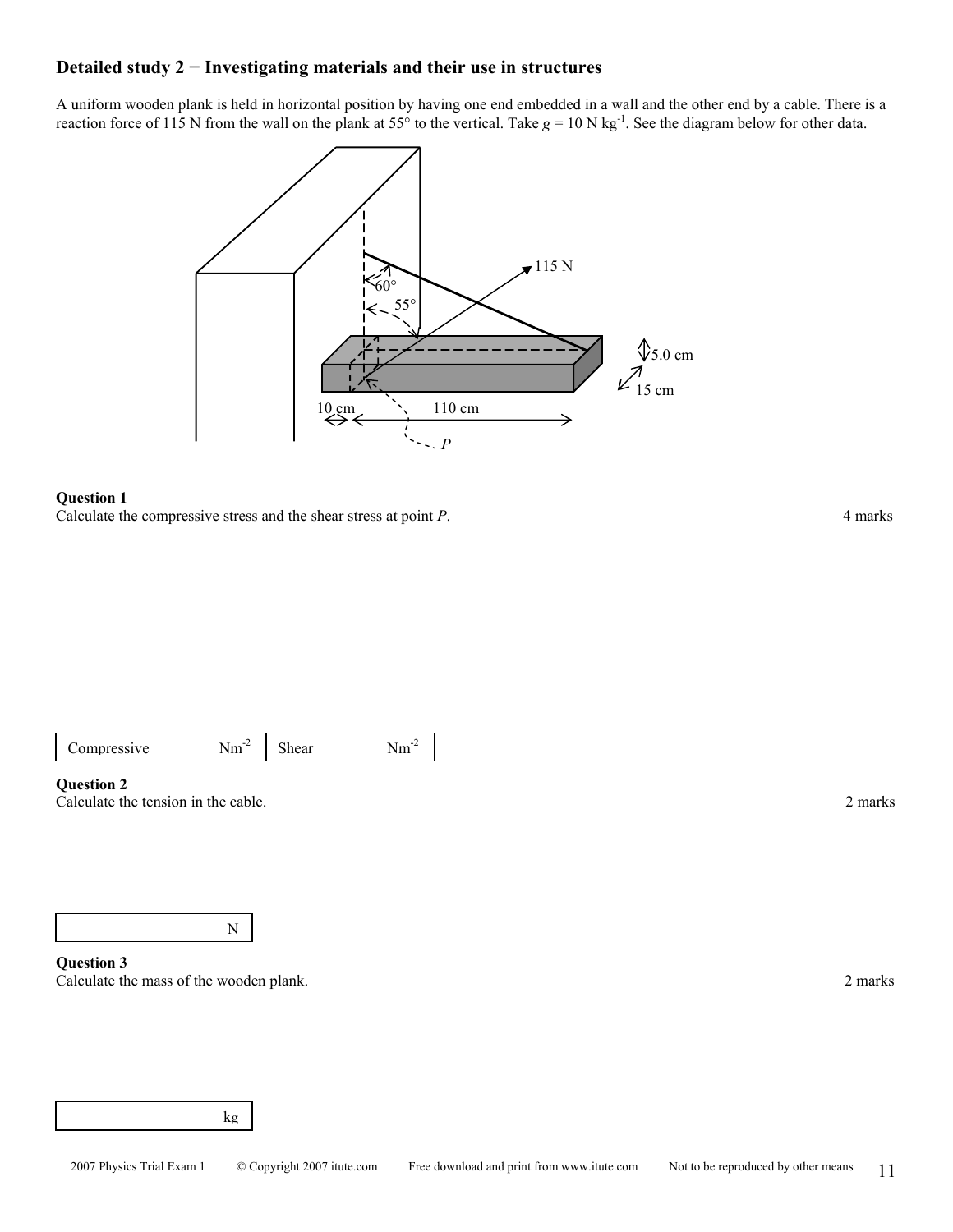## Detailed study 2 − Investigating materials and their use in structures

A uniform wooden plank is held in horizontal position by having one end embedded in a wall and the other end by a cable. There is a reaction force of 115 N from the wall on the plank at 55° to the vertical. Take $g = 10$ N kg$^{-1}$. See the diagram below for other data.

**Question 1**
Calculate the compressive stress and the shear stress at point *P*. 4 marks

| Compressive Nm$^{-2}$ | Shear Nm$^{-2}$ |
|---|---|

**Question 2**
Calculate the tension in the cable. 2 marks

| N |
|---|

**Question 3**
Calculate the mass of the wooden plank. 2 marks

| kg |
|---|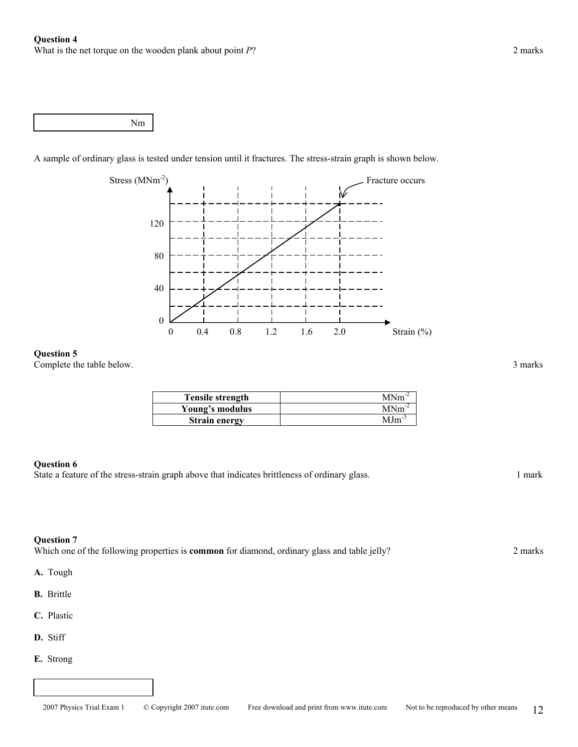**Question 4**
What is the net torque on the wooden plank about point $P$? 2 marks

| Nm |
|---|

A sample of ordinary glass is tested under tension until it fractures. The stress-strain graph is shown below.

**Question 5**
Complete the table below. 3 marks

| | |
|---|---|
| **Tensile strength** | $MNm^{-2}$ |
| **Young's modulus** | $MNm^{-2}$ |
| **Strain energy** | $MJm^{-3}$ |

**Question 6**
State a feature of the stress-strain graph above that indicates brittleness of ordinary glass. 1 mark

**Question 7**
Which one of the following properties is **common** for diamond, ordinary glass and table jelly? 2 marks

**A.** Tough

**B.** Brittle

**C.** Plastic

**D.** Stiff

**E.** Strong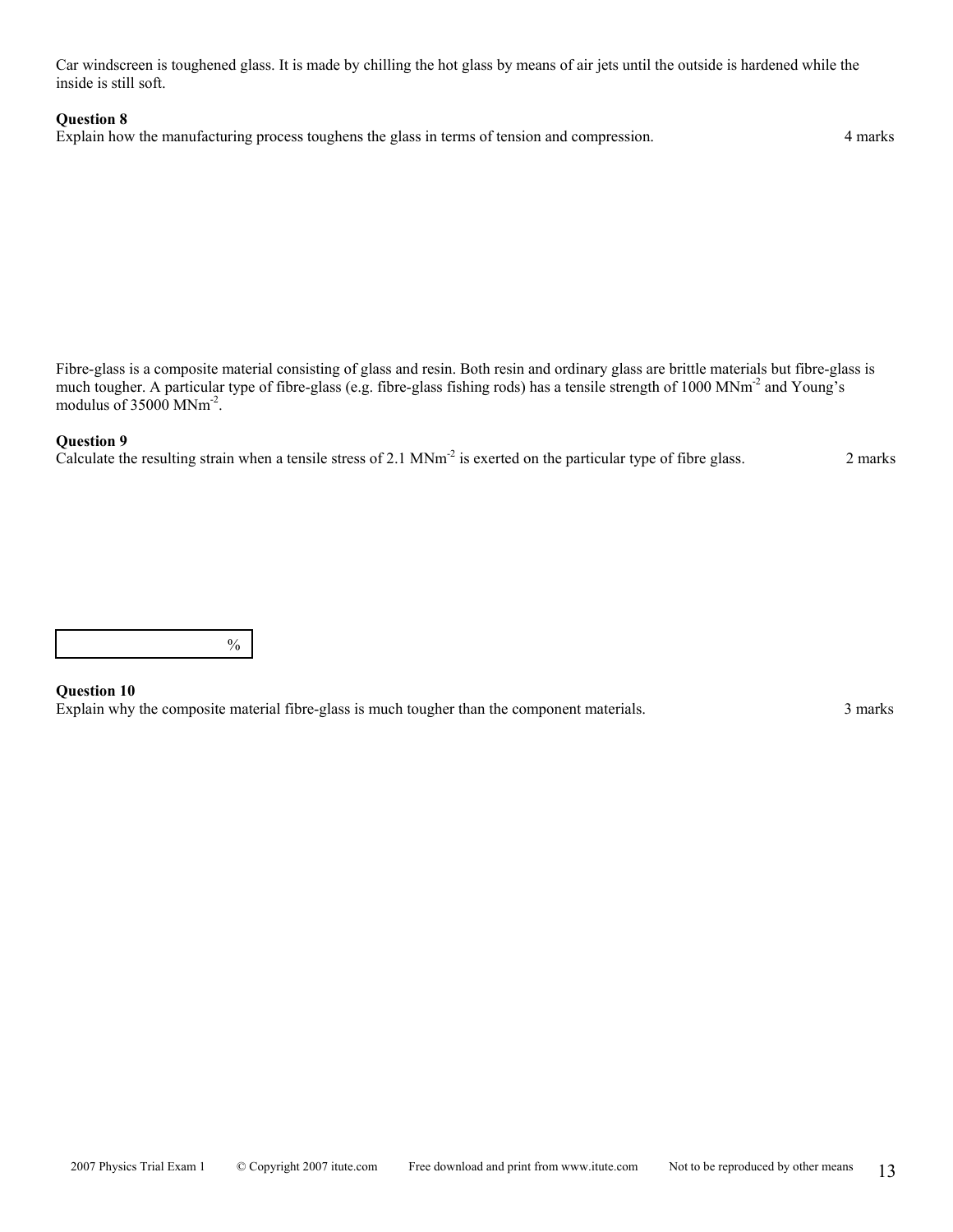Car windscreen is toughened glass. It is made by chilling the hot glass by means of air jets until the outside is hardened while the inside is still soft.

**Question 8**

Explain how the manufacturing process toughens the glass in terms of tension and compression. 4 marks

Fibre-glass is a composite material consisting of glass and resin. Both resin and ordinary glass are brittle materials but fibre-glass is much tougher. A particular type of fibre-glass (e.g. fibre-glass fishing rods) has a tensile strength of 1000 $MNm^{-2}$ and Young's modulus of 35000 $MNm^{-2}$.

**Question 9**

Calculate the resulting strain when a tensile stress of 2.1 $MNm^{-2}$ is exerted on the particular type of fibre glass. 2 marks

| |
|---|
| % |

**Question 10**

Explain why the composite material fibre-glass is much tougher than the component materials. 3 marks